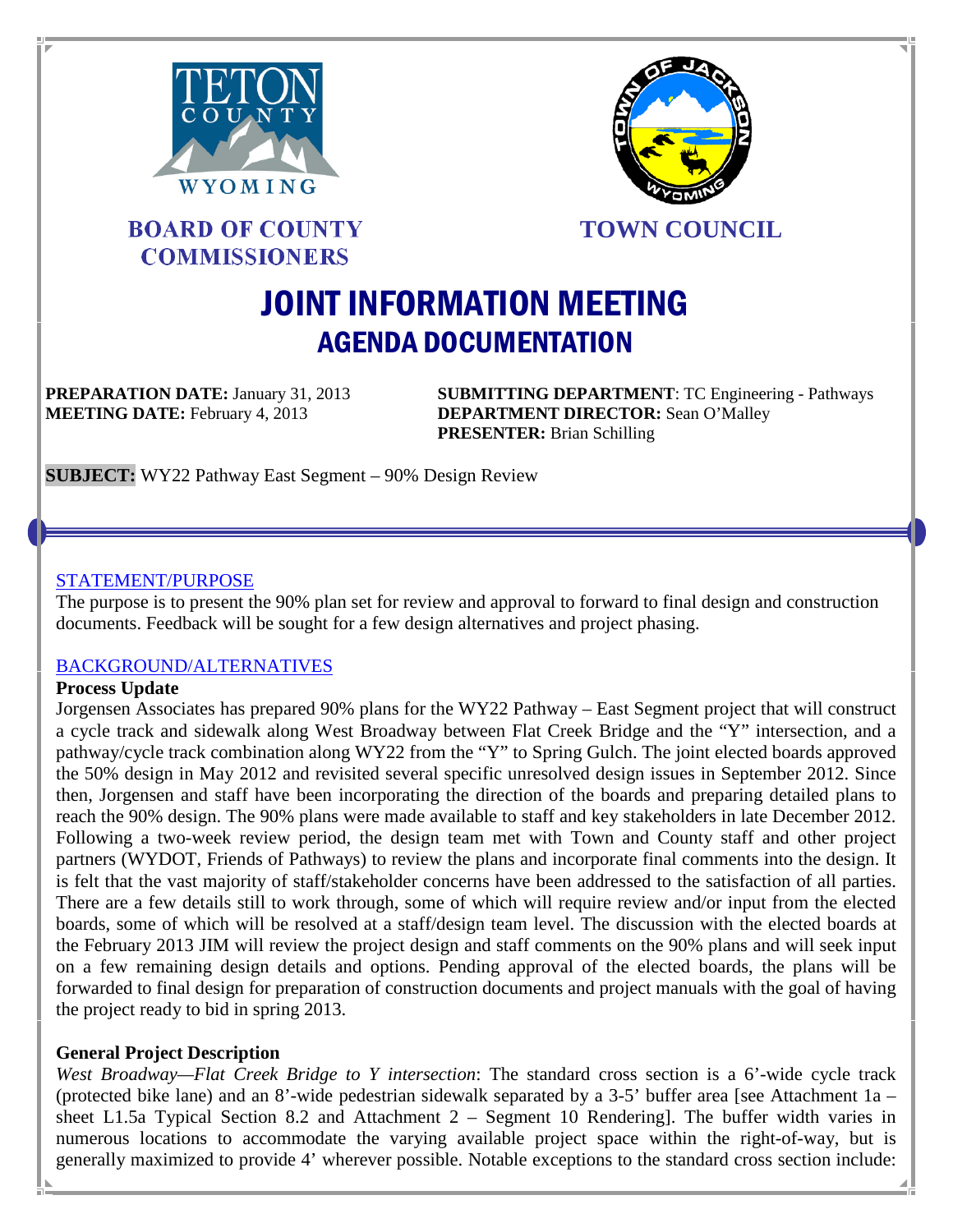**BOARD OF COUNTY COMMISSIONERS**

**TOWN COUNCIL**

# JOINT INFORMATION MEETING
## AGENDA DOCUMENTATION

**PREPARATION DATE:** January 31, 2013
**MEETING DATE:** February 4, 2013

**SUBMITTING DEPARTMENT**: TC Engineering - Pathways
**DEPARTMENT DIRECTOR:** Sean O'Malley
**PRESENTER:** Brian Schilling

**SUBJECT:** WY22 Pathway East Segment – 90% Design Review

---

### STATEMENT/PURPOSE

The purpose is to present the 90% plan set for review and approval to forward to final design and construction documents. Feedback will be sought for a few design alternatives and project phasing.

### BACKGROUND/ALTERNATIVES

**Process Update**

Jorgensen Associates has prepared 90% plans for the WY22 Pathway – East Segment project that will construct a cycle track and sidewalk along West Broadway between Flat Creek Bridge and the "Y" intersection, and a pathway/cycle track combination along WY22 from the "Y" to Spring Gulch. The joint elected boards approved the 50% design in May 2012 and revisited several specific unresolved design issues in September 2012. Since then, Jorgensen and staff have been incorporating the direction of the boards and preparing detailed plans to reach the 90% design. The 90% plans were made available to staff and key stakeholders in late December 2012. Following a two-week review period, the design team met with Town and County staff and other project partners (WYDOT, Friends of Pathways) to review the plans and incorporate final comments into the design. It is felt that the vast majority of staff/stakeholder concerns have been addressed to the satisfaction of all parties. There are a few details still to work through, some of which will require review and/or input from the elected boards, some of which will be resolved at a staff/design team level. The discussion with the elected boards at the February 2013 JIM will review the project design and staff comments on the 90% plans and will seek input on a few remaining design details and options. Pending approval of the elected boards, the plans will be forwarded to final design for preparation of construction documents and project manuals with the goal of having the project ready to bid in spring 2013.

**General Project Description**

*West Broadway—Flat Creek Bridge to Y intersection*: The standard cross section is a 6'-wide cycle track (protected bike lane) and an 8'-wide pedestrian sidewalk separated by a 3-5' buffer area [see Attachment 1a – sheet L1.5a Typical Section 8.2 and Attachment 2 – Segment 10 Rendering]. The buffer width varies in numerous locations to accommodate the varying available project space within the right-of-way, but is generally maximized to provide 4' wherever possible. Notable exceptions to the standard cross section include: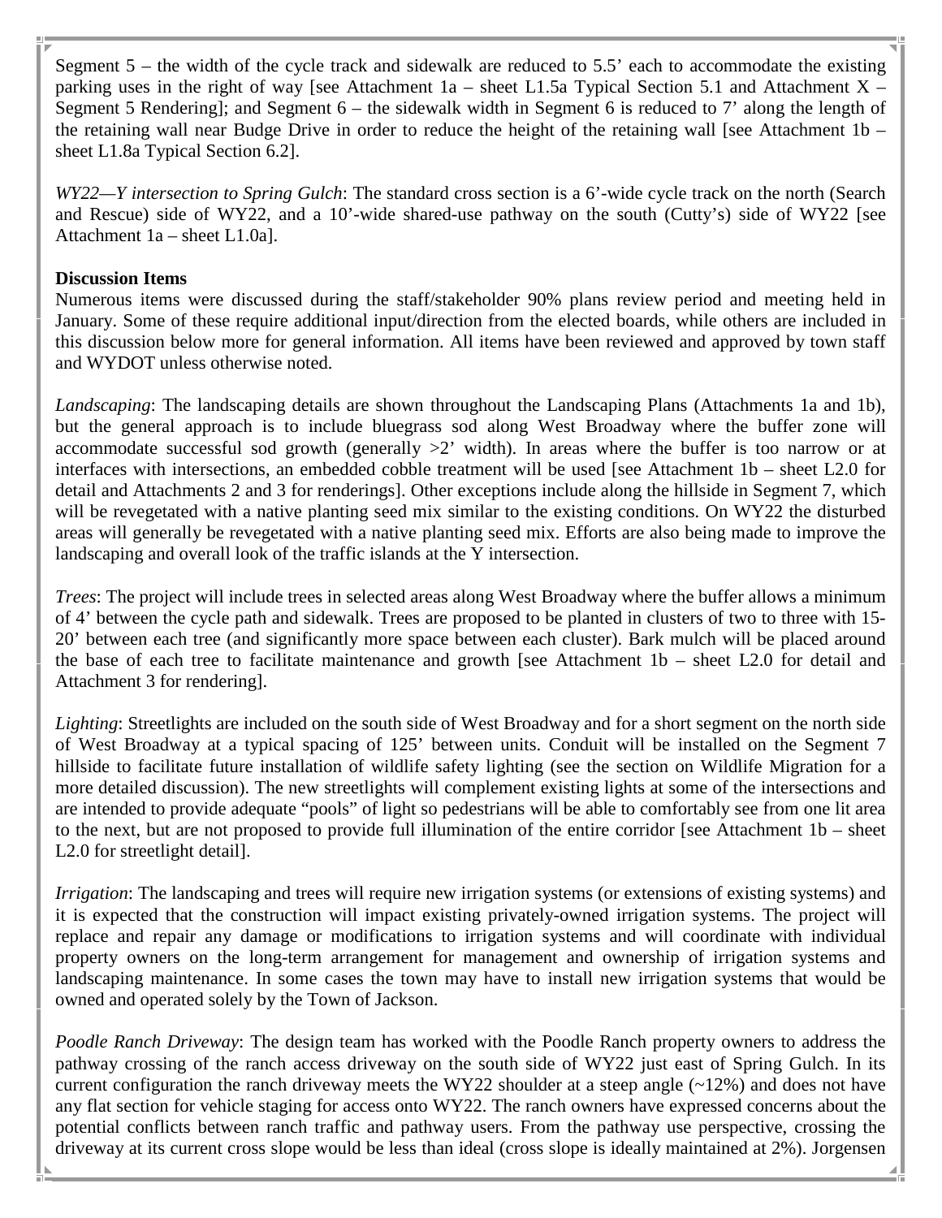Segment 5 – the width of the cycle track and sidewalk are reduced to 5.5' each to accommodate the existing parking uses in the right of way [see Attachment 1a – sheet L1.5a Typical Section 5.1 and Attachment X – Segment 5 Rendering]; and Segment 6 – the sidewalk width in Segment 6 is reduced to 7' along the length of the retaining wall near Budge Drive in order to reduce the height of the retaining wall [see Attachment 1b – sheet L1.8a Typical Section 6.2].

*WY22—Y intersection to Spring Gulch*: The standard cross section is a 6'-wide cycle track on the north (Search and Rescue) side of WY22, and a 10'-wide shared-use pathway on the south (Cutty's) side of WY22 [see Attachment 1a – sheet L1.0a].

**Discussion Items**

Numerous items were discussed during the staff/stakeholder 90% plans review period and meeting held in January. Some of these require additional input/direction from the elected boards, while others are included in this discussion below more for general information. All items have been reviewed and approved by town staff and WYDOT unless otherwise noted.

*Landscaping*: The landscaping details are shown throughout the Landscaping Plans (Attachments 1a and 1b), but the general approach is to include bluegrass sod along West Broadway where the buffer zone will accommodate successful sod growth (generally >2' width). In areas where the buffer is too narrow or at interfaces with intersections, an embedded cobble treatment will be used [see Attachment 1b – sheet L2.0 for detail and Attachments 2 and 3 for renderings]. Other exceptions include along the hillside in Segment 7, which will be revegetated with a native planting seed mix similar to the existing conditions. On WY22 the disturbed areas will generally be revegetated with a native planting seed mix. Efforts are also being made to improve the landscaping and overall look of the traffic islands at the Y intersection.

*Trees*: The project will include trees in selected areas along West Broadway where the buffer allows a minimum of 4' between the cycle path and sidewalk. Trees are proposed to be planted in clusters of two to three with 15-20' between each tree (and significantly more space between each cluster). Bark mulch will be placed around the base of each tree to facilitate maintenance and growth [see Attachment 1b – sheet L2.0 for detail and Attachment 3 for rendering].

*Lighting*: Streetlights are included on the south side of West Broadway and for a short segment on the north side of West Broadway at a typical spacing of 125' between units. Conduit will be installed on the Segment 7 hillside to facilitate future installation of wildlife safety lighting (see the section on Wildlife Migration for a more detailed discussion). The new streetlights will complement existing lights at some of the intersections and are intended to provide adequate "pools" of light so pedestrians will be able to comfortably see from one lit area to the next, but are not proposed to provide full illumination of the entire corridor [see Attachment 1b – sheet L2.0 for streetlight detail].

*Irrigation*: The landscaping and trees will require new irrigation systems (or extensions of existing systems) and it is expected that the construction will impact existing privately-owned irrigation systems. The project will replace and repair any damage or modifications to irrigation systems and will coordinate with individual property owners on the long-term arrangement for management and ownership of irrigation systems and landscaping maintenance. In some cases the town may have to install new irrigation systems that would be owned and operated solely by the Town of Jackson.

*Poodle Ranch Driveway*: The design team has worked with the Poodle Ranch property owners to address the pathway crossing of the ranch access driveway on the south side of WY22 just east of Spring Gulch. In its current configuration the ranch driveway meets the WY22 shoulder at a steep angle (~12%) and does not have any flat section for vehicle staging for access onto WY22. The ranch owners have expressed concerns about the potential conflicts between ranch traffic and pathway users. From the pathway use perspective, crossing the driveway at its current cross slope would be less than ideal (cross slope is ideally maintained at 2%). Jorgensen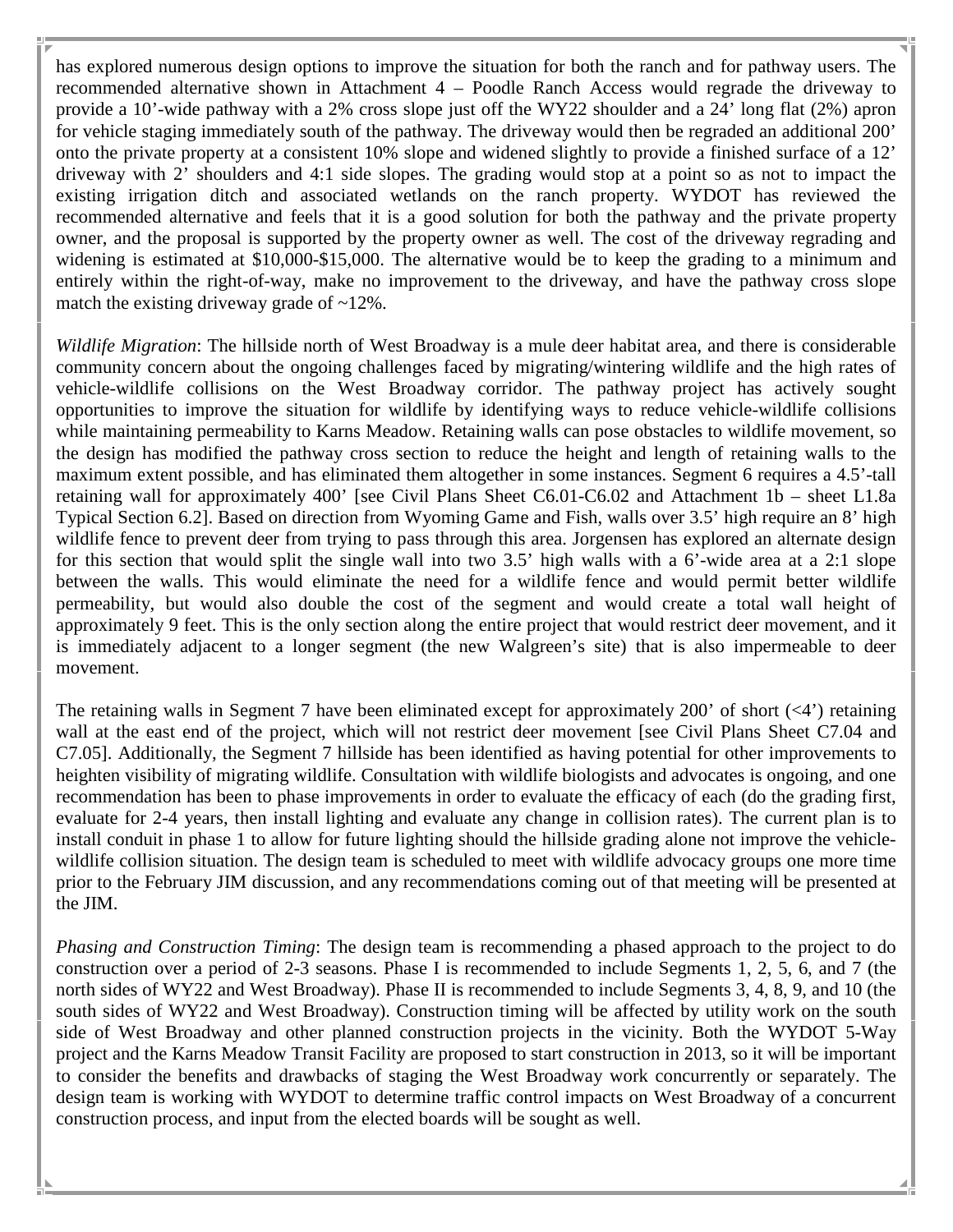has explored numerous design options to improve the situation for both the ranch and for pathway users. The recommended alternative shown in Attachment 4 – Poodle Ranch Access would regrade the driveway to provide a 10'-wide pathway with a 2% cross slope just off the WY22 shoulder and a 24' long flat (2%) apron for vehicle staging immediately south of the pathway. The driveway would then be regraded an additional 200' onto the private property at a consistent 10% slope and widened slightly to provide a finished surface of a 12' driveway with 2' shoulders and 4:1 side slopes. The grading would stop at a point so as not to impact the existing irrigation ditch and associated wetlands on the ranch property. WYDOT has reviewed the recommended alternative and feels that it is a good solution for both the pathway and the private property owner, and the proposal is supported by the property owner as well. The cost of the driveway regrading and widening is estimated at $10,000-$15,000. The alternative would be to keep the grading to a minimum and entirely within the right-of-way, make no improvement to the driveway, and have the pathway cross slope match the existing driveway grade of ~12%.

*Wildlife Migration*: The hillside north of West Broadway is a mule deer habitat area, and there is considerable community concern about the ongoing challenges faced by migrating/wintering wildlife and the high rates of vehicle-wildlife collisions on the West Broadway corridor. The pathway project has actively sought opportunities to improve the situation for wildlife by identifying ways to reduce vehicle-wildlife collisions while maintaining permeability to Karns Meadow. Retaining walls can pose obstacles to wildlife movement, so the design has modified the pathway cross section to reduce the height and length of retaining walls to the maximum extent possible, and has eliminated them altogether in some instances. Segment 6 requires a 4.5'-tall retaining wall for approximately 400' [see Civil Plans Sheet C6.01-C6.02 and Attachment 1b – sheet L1.8a Typical Section 6.2]. Based on direction from Wyoming Game and Fish, walls over 3.5' high require an 8' high wildlife fence to prevent deer from trying to pass through this area. Jorgensen has explored an alternate design for this section that would split the single wall into two 3.5' high walls with a 6'-wide area at a 2:1 slope between the walls. This would eliminate the need for a wildlife fence and would permit better wildlife permeability, but would also double the cost of the segment and would create a total wall height of approximately 9 feet. This is the only section along the entire project that would restrict deer movement, and it is immediately adjacent to a longer segment (the new Walgreen's site) that is also impermeable to deer movement.

The retaining walls in Segment 7 have been eliminated except for approximately 200' of short (<4') retaining wall at the east end of the project, which will not restrict deer movement [see Civil Plans Sheet C7.04 and C7.05]. Additionally, the Segment 7 hillside has been identified as having potential for other improvements to heighten visibility of migrating wildlife. Consultation with wildlife biologists and advocates is ongoing, and one recommendation has been to phase improvements in order to evaluate the efficacy of each (do the grading first, evaluate for 2-4 years, then install lighting and evaluate any change in collision rates). The current plan is to install conduit in phase 1 to allow for future lighting should the hillside grading alone not improve the vehicle-wildlife collision situation. The design team is scheduled to meet with wildlife advocacy groups one more time prior to the February JIM discussion, and any recommendations coming out of that meeting will be presented at the JIM.

*Phasing and Construction Timing*: The design team is recommending a phased approach to the project to do construction over a period of 2-3 seasons. Phase I is recommended to include Segments 1, 2, 5, 6, and 7 (the north sides of WY22 and West Broadway). Phase II is recommended to include Segments 3, 4, 8, 9, and 10 (the south sides of WY22 and West Broadway). Construction timing will be affected by utility work on the south side of West Broadway and other planned construction projects in the vicinity. Both the WYDOT 5-Way project and the Karns Meadow Transit Facility are proposed to start construction in 2013, so it will be important to consider the benefits and drawbacks of staging the West Broadway work concurrently or separately. The design team is working with WYDOT to determine traffic control impacts on West Broadway of a concurrent construction process, and input from the elected boards will be sought as well.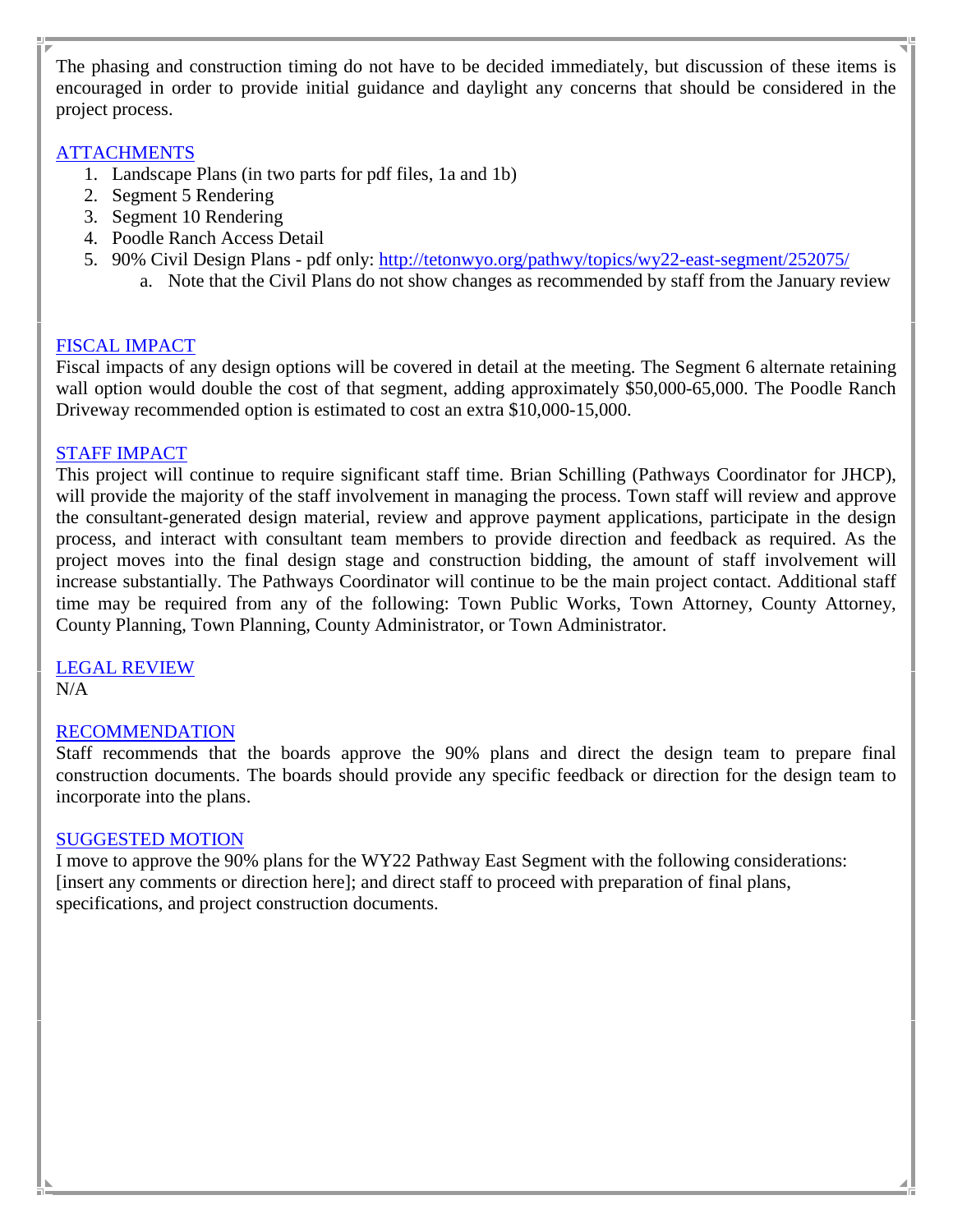The phasing and construction timing do not have to be decided immediately, but discussion of these items is encouraged in order to provide initial guidance and daylight any concerns that should be considered in the project process.

## ATTACHMENTS

1. Landscape Plans (in two parts for pdf files, 1a and 1b)
2. Segment 5 Rendering
3. Segment 10 Rendering
4. Poodle Ranch Access Detail
5. 90% Civil Design Plans - pdf only: http://tetonwyo.org/pathwy/topics/wy22-east-segment/252075/
    a. Note that the Civil Plans do not show changes as recommended by staff from the January review

## FISCAL IMPACT

Fiscal impacts of any design options will be covered in detail at the meeting. The Segment 6 alternate retaining wall option would double the cost of that segment, adding approximately $50,000-65,000. The Poodle Ranch Driveway recommended option is estimated to cost an extra $10,000-15,000.

## STAFF IMPACT

This project will continue to require significant staff time. Brian Schilling (Pathways Coordinator for JHCP), will provide the majority of the staff involvement in managing the process. Town staff will review and approve the consultant-generated design material, review and approve payment applications, participate in the design process, and interact with consultant team members to provide direction and feedback as required. As the project moves into the final design stage and construction bidding, the amount of staff involvement will increase substantially. The Pathways Coordinator will continue to be the main project contact. Additional staff time may be required from any of the following: Town Public Works, Town Attorney, County Attorney, County Planning, Town Planning, County Administrator, or Town Administrator.

## LEGAL REVIEW

N/A

## RECOMMENDATION

Staff recommends that the boards approve the 90% plans and direct the design team to prepare final construction documents. The boards should provide any specific feedback or direction for the design team to incorporate into the plans.

## SUGGESTED MOTION

I move to approve the 90% plans for the WY22 Pathway East Segment with the following considerations: [insert any comments or direction here]; and direct staff to proceed with preparation of final plans, specifications, and project construction documents.